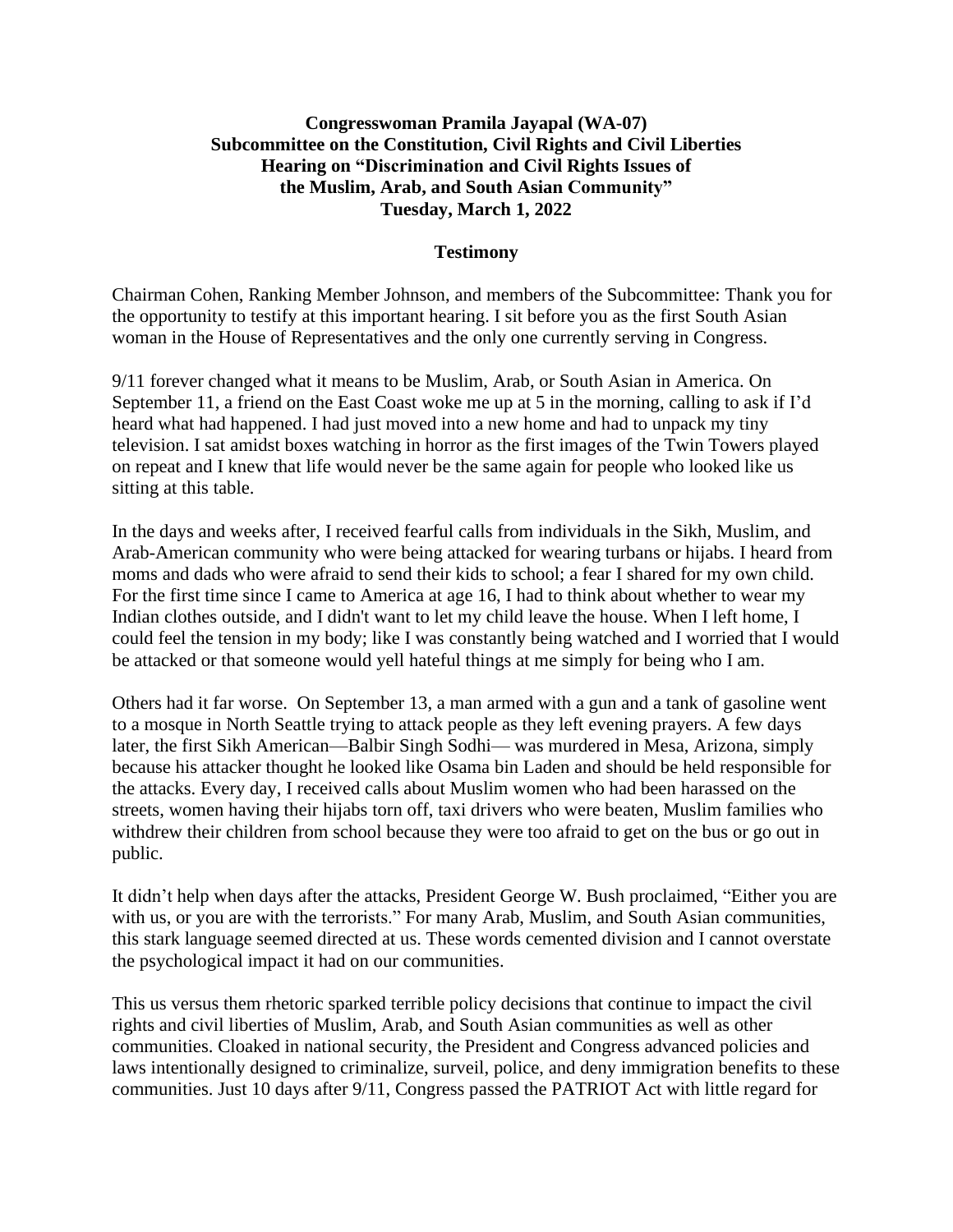**Congresswoman Pramila Jayapal (WA-07)**
**Subcommittee on the Constitution, Civil Rights and Civil Liberties**
**Hearing on "Discrimination and Civil Rights Issues of the Muslim, Arab, and South Asian Community"**
**Tuesday, March 1, 2022**

**Testimony**

Chairman Cohen, Ranking Member Johnson, and members of the Subcommittee: Thank you for the opportunity to testify at this important hearing. I sit before you as the first South Asian woman in the House of Representatives and the only one currently serving in Congress.

9/11 forever changed what it means to be Muslim, Arab, or South Asian in America. On September 11, a friend on the East Coast woke me up at 5 in the morning, calling to ask if I'd heard what had happened. I had just moved into a new home and had to unpack my tiny television. I sat amidst boxes watching in horror as the first images of the Twin Towers played on repeat and I knew that life would never be the same again for people who looked like us sitting at this table.

In the days and weeks after, I received fearful calls from individuals in the Sikh, Muslim, and Arab-American community who were being attacked for wearing turbans or hijabs. I heard from moms and dads who were afraid to send their kids to school; a fear I shared for my own child. For the first time since I came to America at age 16, I had to think about whether to wear my Indian clothes outside, and I didn't want to let my child leave the house. When I left home, I could feel the tension in my body; like I was constantly being watched and I worried that I would be attacked or that someone would yell hateful things at me simply for being who I am.

Others had it far worse. On September 13, a man armed with a gun and a tank of gasoline went to a mosque in North Seattle trying to attack people as they left evening prayers. A few days later, the first Sikh American—Balbir Singh Sodhi— was murdered in Mesa, Arizona, simply because his attacker thought he looked like Osama bin Laden and should be held responsible for the attacks. Every day, I received calls about Muslim women who had been harassed on the streets, women having their hijabs torn off, taxi drivers who were beaten, Muslim families who withdrew their children from school because they were too afraid to get on the bus or go out in public.

It didn't help when days after the attacks, President George W. Bush proclaimed, "Either you are with us, or you are with the terrorists." For many Arab, Muslim, and South Asian communities, this stark language seemed directed at us. These words cemented division and I cannot overstate the psychological impact it had on our communities.

This us versus them rhetoric sparked terrible policy decisions that continue to impact the civil rights and civil liberties of Muslim, Arab, and South Asian communities as well as other communities. Cloaked in national security, the President and Congress advanced policies and laws intentionally designed to criminalize, surveil, police, and deny immigration benefits to these communities. Just 10 days after 9/11, Congress passed the PATRIOT Act with little regard for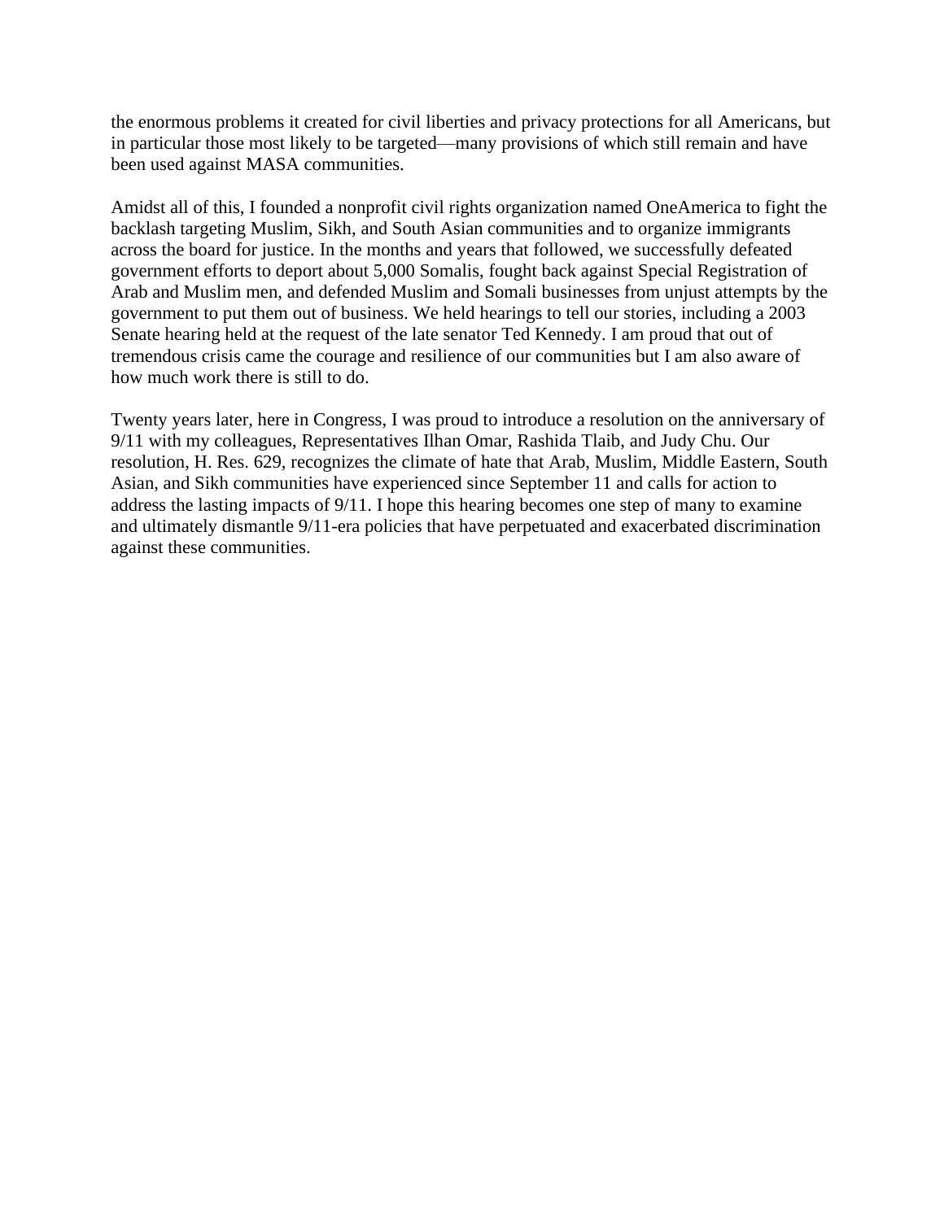the enormous problems it created for civil liberties and privacy protections for all Americans, but in particular those most likely to be targeted—many provisions of which still remain and have been used against MASA communities.

Amidst all of this, I founded a nonprofit civil rights organization named OneAmerica to fight the backlash targeting Muslim, Sikh, and South Asian communities and to organize immigrants across the board for justice. In the months and years that followed, we successfully defeated government efforts to deport about 5,000 Somalis, fought back against Special Registration of Arab and Muslim men, and defended Muslim and Somali businesses from unjust attempts by the government to put them out of business. We held hearings to tell our stories, including a 2003 Senate hearing held at the request of the late senator Ted Kennedy. I am proud that out of tremendous crisis came the courage and resilience of our communities but I am also aware of how much work there is still to do.

Twenty years later, here in Congress, I was proud to introduce a resolution on the anniversary of 9/11 with my colleagues, Representatives Ilhan Omar, Rashida Tlaib, and Judy Chu. Our resolution, H. Res. 629, recognizes the climate of hate that Arab, Muslim, Middle Eastern, South Asian, and Sikh communities have experienced since September 11 and calls for action to address the lasting impacts of 9/11. I hope this hearing becomes one step of many to examine and ultimately dismantle 9/11-era policies that have perpetuated and exacerbated discrimination against these communities.